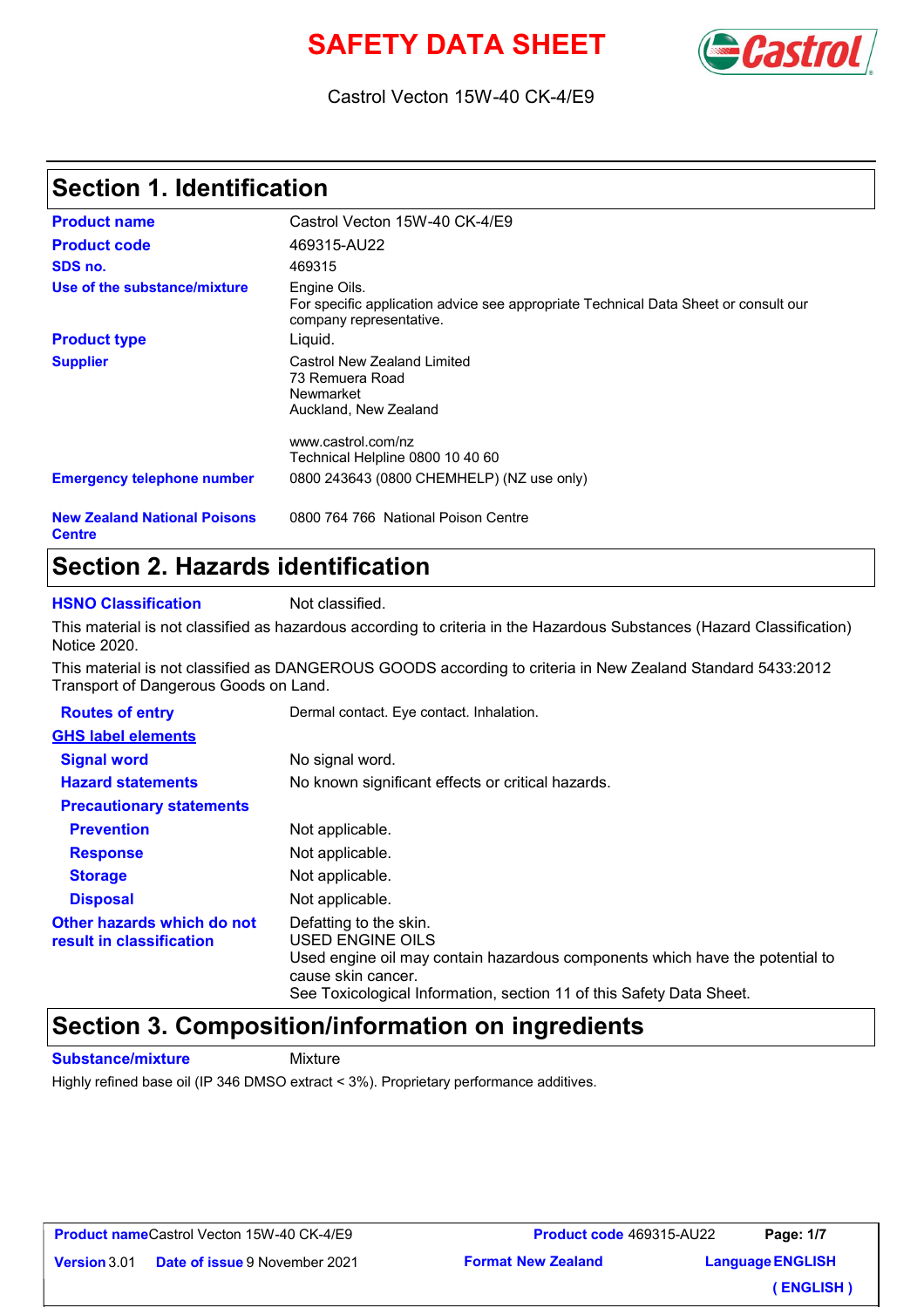# SAFETY DATA SHEET

Castrol Vecton 15W-40 CK-4/E9

## Section 1. Identification

| | |
|---|---|
| **Product name** | Castrol Vecton 15W-40 CK-4/E9 |
| **Product code** | 469315-AU22 |
| **SDS no.** | 469315 |
| **Use of the substance/mixture** | Engine Oils.<br>For specific application advice see appropriate Technical Data Sheet or consult our company representative. |
| **Product type** | Liquid. |
| **Supplier** | Castrol New Zealand Limited<br>73 Remuera Road<br>Newmarket<br>Auckland, New Zealand<br><br>www.castrol.com/nz<br>Technical Helpline 0800 10 40 60 |
| **Emergency telephone number** | 0800 243643 (0800 CHEMHELP) (NZ use only) |
| **New Zealand National Poisons Centre** | 0800 764 766 National Poison Centre |

## Section 2. Hazards identification

**HSNO Classification** Not classified.

This material is not classified as hazardous according to criteria in the Hazardous Substances (Hazard Classification) Notice 2020.

This material is not classified as DANGEROUS GOODS according to criteria in New Zealand Standard 5433:2012 Transport of Dangerous Goods on Land.

| | |
|---|---|
| **Routes of entry** | Dermal contact. Eye contact. Inhalation. |
| **GHS label elements** | |
| **Signal word** | No signal word. |
| **Hazard statements** | No known significant effects or critical hazards. |
| **Precautionary statements** | |
| **Prevention** | Not applicable. |
| **Response** | Not applicable. |
| **Storage** | Not applicable. |
| **Disposal** | Not applicable. |
| **Other hazards which do not result in classification** | Defatting to the skin.<br>USED ENGINE OILS<br>Used engine oil may contain hazardous components which have the potential to cause skin cancer.<br>See Toxicological Information, section 11 of this Safety Data Sheet. |

## Section 3. Composition/information on ingredients

**Substance/mixture** Mixture

Highly refined base oil (IP 346 DMSO extract < 3%). Proprietary performance additives.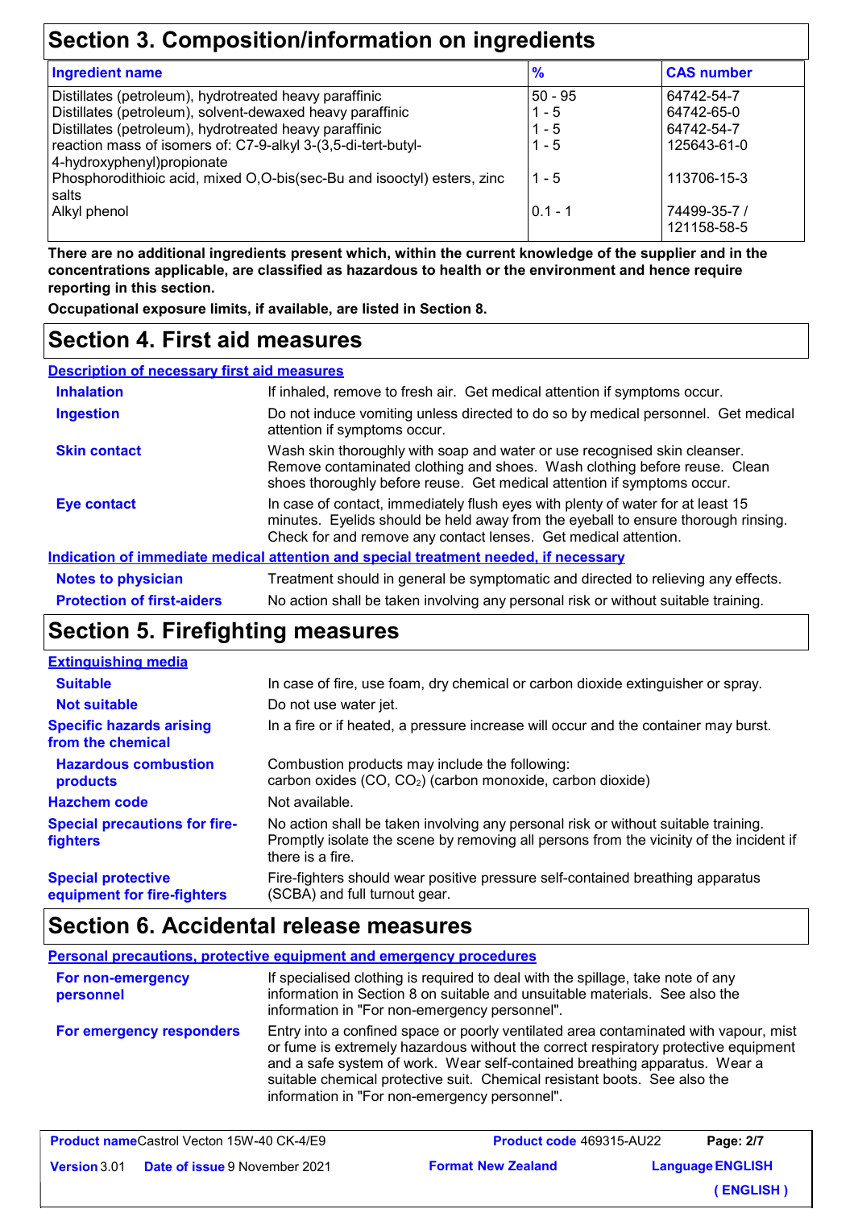## Section 3. Composition/information on ingredients

| Ingredient name | % | CAS number |
|---|---|---|
| Distillates (petroleum), hydrotreated heavy paraffinic | 50 - 95 | 64742-54-7 |
| Distillates (petroleum), solvent-dewaxed heavy paraffinic | 1 - 5 | 64742-65-0 |
| Distillates (petroleum), hydrotreated heavy paraffinic | 1 - 5 | 64742-54-7 |
| reaction mass of isomers of: C7-9-alkyl 3-(3,5-di-tert-butyl-4-hydroxyphenyl)propionate | 1 - 5 | 125643-61-0 |
| Phosphorodithioic acid, mixed O,O-bis(sec-Bu and isooctyl) esters, zinc salts | 1 - 5 | 113706-15-3 |
| Alkyl phenol | 0.1 - 1 | 74499-35-7 / 121158-58-5 |

**There are no additional ingredients present which, within the current knowledge of the supplier and in the concentrations applicable, are classified as hazardous to health or the environment and hence require reporting in this section.**

**Occupational exposure limits, if available, are listed in Section 8.**

## Section 4. First aid measures

### Description of necessary first aid measures

**Inhalation**: If inhaled, remove to fresh air. Get medical attention if symptoms occur.

**Ingestion**: Do not induce vomiting unless directed to do so by medical personnel. Get medical attention if symptoms occur.

**Skin contact**: Wash skin thoroughly with soap and water or use recognised skin cleanser. Remove contaminated clothing and shoes. Wash clothing before reuse. Clean shoes thoroughly before reuse. Get medical attention if symptoms occur.

**Eye contact**: In case of contact, immediately flush eyes with plenty of water for at least 15 minutes. Eyelids should be held away from the eyeball to ensure thorough rinsing. Check for and remove any contact lenses. Get medical attention.

### Indication of immediate medical attention and special treatment needed, if necessary

**Notes to physician**: Treatment should in general be symptomatic and directed to relieving any effects.

**Protection of first-aiders**: No action shall be taken involving any personal risk or without suitable training.

## Section 5. Firefighting measures

### Extinguishing media

**Suitable**: In case of fire, use foam, dry chemical or carbon dioxide extinguisher or spray.

**Not suitable**: Do not use water jet.

**Specific hazards arising from the chemical**: In a fire or if heated, a pressure increase will occur and the container may burst.

**Hazardous combustion products**: Combustion products may include the following:
carbon oxides ($CO$, $CO_2$) (carbon monoxide, carbon dioxide)

**Hazchem code**: Not available.

**Special precautions for fire-fighters**: No action shall be taken involving any personal risk or without suitable training. Promptly isolate the scene by removing all persons from the vicinity of the incident if there is a fire.

**Special protective equipment for fire-fighters**: Fire-fighters should wear positive pressure self-contained breathing apparatus (SCBA) and full turnout gear.

## Section 6. Accidental release measures

### Personal precautions, protective equipment and emergency procedures

**For non-emergency personnel**: If specialised clothing is required to deal with the spillage, take note of any information in Section 8 on suitable and unsuitable materials. See also the information in "For non-emergency personnel".

**For emergency responders**: Entry into a confined space or poorly ventilated area contaminated with vapour, mist or fume is extremely hazardous without the correct respiratory protective equipment and a safe system of work. Wear self-contained breathing apparatus. Wear a suitable chemical protective suit. Chemical resistant boots. See also the information in "For non-emergency personnel".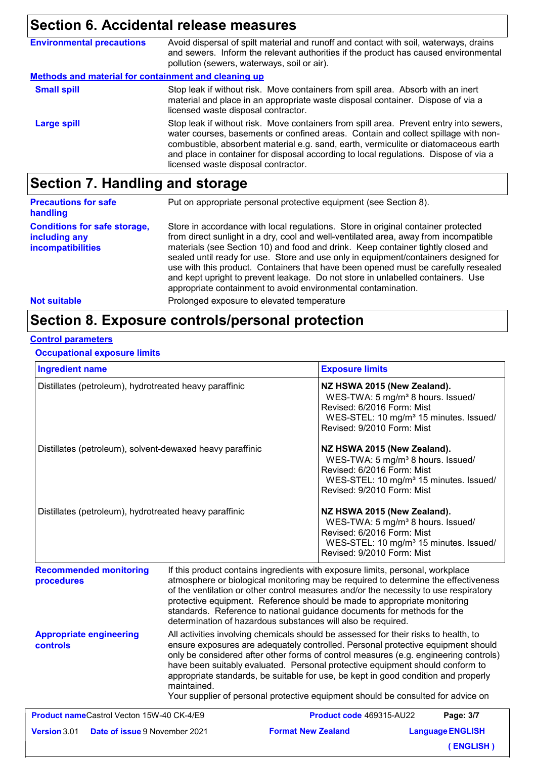## Section 6. Accidental release measures

**Environmental precautions**

Avoid dispersal of spilt material and runoff and contact with soil, waterways, drains and sewers. Inform the relevant authorities if the product has caused environmental pollution (sewers, waterways, soil or air).

**Methods and material for containment and cleaning up**

**Small spill**

Stop leak if without risk. Move containers from spill area. Absorb with an inert material and place in an appropriate waste disposal container. Dispose of via a licensed waste disposal contractor.

**Large spill**

Stop leak if without risk. Move containers from spill area. Prevent entry into sewers, water courses, basements or confined areas. Contain and collect spillage with non-combustible, absorbent material e.g. sand, earth, vermiculite or diatomaceous earth and place in container for disposal according to local regulations. Dispose of via a licensed waste disposal contractor.

## Section 7. Handling and storage

**Precautions for safe handling**

Put on appropriate personal protective equipment (see Section 8).

**Conditions for safe storage, including any incompatibilities**

Store in accordance with local regulations. Store in original container protected from direct sunlight in a dry, cool and well-ventilated area, away from incompatible materials (see Section 10) and food and drink. Keep container tightly closed and sealed until ready for use. Store and use only in equipment/containers designed for use with this product. Containers that have been opened must be carefully resealed and kept upright to prevent leakage. Do not store in unlabelled containers. Use appropriate containment to avoid environmental contamination.

**Not suitable**

Prolonged exposure to elevated temperature

## Section 8. Exposure controls/personal protection

**Control parameters**

**Occupational exposure limits**

| Ingredient name | Exposure limits |
|---|---|
| Distillates (petroleum), hydrotreated heavy paraffinic | **NZ HSWA 2015 (New Zealand).** WES-TWA: 5 mg/m³ 8 hours. Issued/ Revised: 6/2016 Form: Mist WES-STEL: 10 mg/m³ 15 minutes. Issued/ Revised: 9/2010 Form: Mist |
| Distillates (petroleum), solvent-dewaxed heavy paraffinic | **NZ HSWA 2015 (New Zealand).** WES-TWA: 5 mg/m³ 8 hours. Issued/ Revised: 6/2016 Form: Mist WES-STEL: 10 mg/m³ 15 minutes. Issued/ Revised: 9/2010 Form: Mist |
| Distillates (petroleum), hydrotreated heavy paraffinic | **NZ HSWA 2015 (New Zealand).** WES-TWA: 5 mg/m³ 8 hours. Issued/ Revised: 6/2016 Form: Mist WES-STEL: 10 mg/m³ 15 minutes. Issued/ Revised: 9/2010 Form: Mist |

**Recommended monitoring procedures**

If this product contains ingredients with exposure limits, personal, workplace atmosphere or biological monitoring may be required to determine the effectiveness of the ventilation or other control measures and/or the necessity to use respiratory protective equipment. Reference should be made to appropriate monitoring standards. Reference to national guidance documents for methods for the determination of hazardous substances will also be required.

**Appropriate engineering controls**

All activities involving chemicals should be assessed for their risks to health, to ensure exposures are adequately controlled. Personal protective equipment should only be considered after other forms of control measures (e.g. engineering controls) have been suitably evaluated. Personal protective equipment should conform to appropriate standards, be suitable for use, be kept in good condition and properly maintained.
Your supplier of personal protective equipment should be consulted for advice on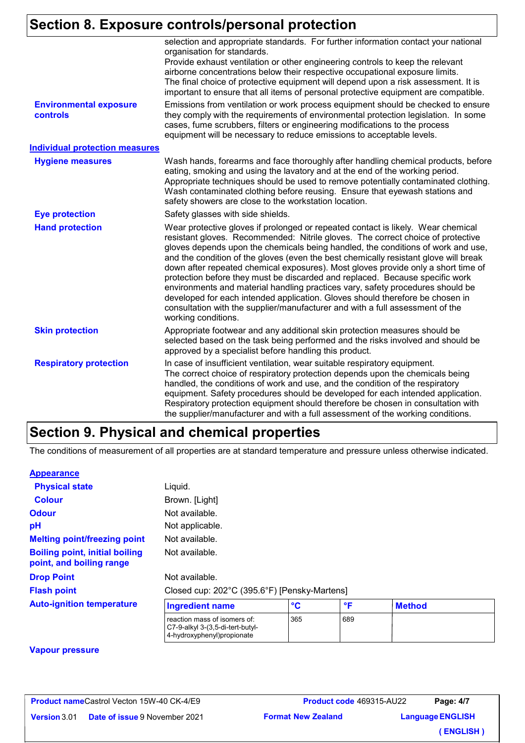## Section 8. Exposure controls/personal protection

selection and appropriate standards. For further information contact your national organisation for standards.
Provide exhaust ventilation or other engineering controls to keep the relevant airborne concentrations below their respective occupational exposure limits.
The final choice of protective equipment will depend upon a risk assessment. It is important to ensure that all items of personal protective equipment are compatible.

**Environmental exposure controls**
Emissions from ventilation or work process equipment should be checked to ensure they comply with the requirements of environmental protection legislation. In some cases, fume scrubbers, filters or engineering modifications to the process equipment will be necessary to reduce emissions to acceptable levels.

### Individual protection measures

**Hygiene measures**
Wash hands, forearms and face thoroughly after handling chemical products, before eating, smoking and using the lavatory and at the end of the working period. Appropriate techniques should be used to remove potentially contaminated clothing. Wash contaminated clothing before reusing. Ensure that eyewash stations and safety showers are close to the workstation location.

**Eye protection**
Safety glasses with side shields.

**Hand protection**
Wear protective gloves if prolonged or repeated contact is likely. Wear chemical resistant gloves. Recommended: Nitrile gloves. The correct choice of protective gloves depends upon the chemicals being handled, the conditions of work and use, and the condition of the gloves (even the best chemically resistant glove will break down after repeated chemical exposures). Most gloves provide only a short time of protection before they must be discarded and replaced. Because specific work environments and material handling practices vary, safety procedures should be developed for each intended application. Gloves should therefore be chosen in consultation with the supplier/manufacturer and with a full assessment of the working conditions.

**Skin protection**
Appropriate footwear and any additional skin protection measures should be selected based on the task being performed and the risks involved and should be approved by a specialist before handling this product.

**Respiratory protection**
In case of insufficient ventilation, wear suitable respiratory equipment.
The correct choice of respiratory protection depends upon the chemicals being handled, the conditions of work and use, and the condition of the respiratory equipment. Safety procedures should be developed for each intended application. Respiratory protection equipment should therefore be chosen in consultation with the supplier/manufacturer and with a full assessment of the working conditions.

## Section 9. Physical and chemical properties

The conditions of measurement of all properties are at standard temperature and pressure unless otherwise indicated.

### Appearance

**Physical state**: Liquid.

**Colour**: Brown. [Light]

**Odour**: Not available.

**pH**: Not applicable.

**Melting point/freezing point**: Not available.

**Boiling point, initial boiling point, and boiling range**: Not available.

**Drop Point**: Not available.

**Flash point**: Closed cup: 202°C (395.6°F) [Pensky-Martens]

**Auto-ignition temperature**

| Ingredient name | °C | °F | Method |
|---|---|---|---|
| reaction mass of isomers of: C7-9-alkyl 3-(3,5-di-tert-butyl-4-hydroxyphenyl)propionate | 365 | 689 | |

**Vapour pressure**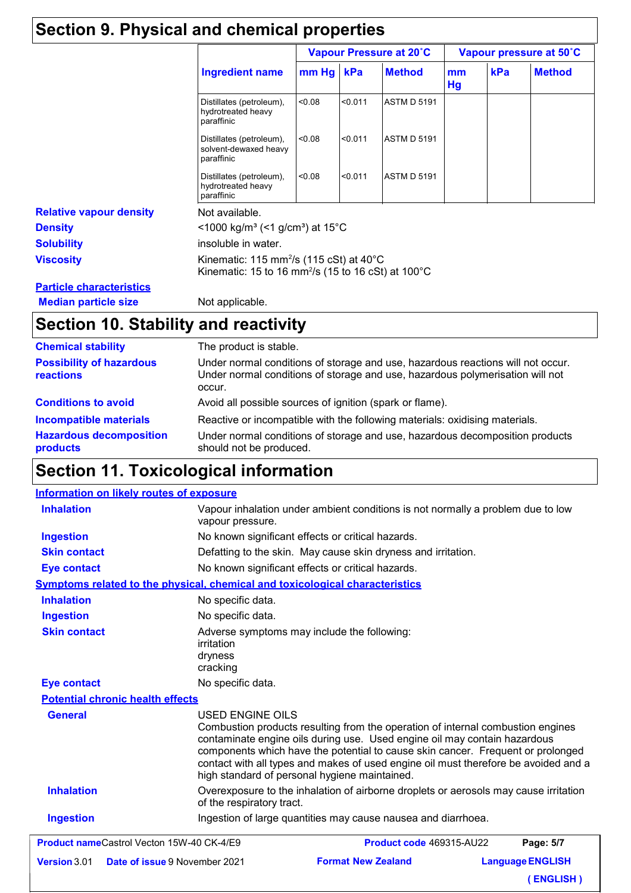## Section 9. Physical and chemical properties

| Ingredient name | Vapour Pressure at 20˚C | | | Vapour pressure at 50˚C | | |
|---|---|---|---|---|---|---|
| | mm Hg | kPa | Method | mm Hg | kPa | Method |
| Distillates (petroleum), hydrotreated heavy paraffinic | <0.08 | <0.011 | ASTM D 5191 | | | |
| Distillates (petroleum), solvent-dewaxed heavy paraffinic | <0.08 | <0.011 | ASTM D 5191 | | | |
| Distillates (petroleum), hydrotreated heavy paraffinic | <0.08 | <0.011 | ASTM D 5191 | | | |

**Relative vapour density**: Not available.

**Density**: <1000 kg/m³ (<1 g/cm³) at 15°C

**Solubility**: insoluble in water.

**Viscosity**: Kinematic: 115 $mm^2/s$ (115 cSt) at 40°C
Kinematic: 15 to 16 $mm^2/s$ (15 to 16 cSt) at 100°C

**Particle characteristics**

**Median particle size**: Not applicable.

## Section 10. Stability and reactivity

**Chemical stability**: The product is stable.

**Possibility of hazardous reactions**: Under normal conditions of storage and use, hazardous reactions will not occur. Under normal conditions of storage and use, hazardous polymerisation will not occur.

**Conditions to avoid**: Avoid all possible sources of ignition (spark or flame).

**Incompatible materials**: Reactive or incompatible with the following materials: oxidising materials.

**Hazardous decomposition products**: Under normal conditions of storage and use, hazardous decomposition products should not be produced.

## Section 11. Toxicological information

**Information on likely routes of exposure**

**Inhalation**: Vapour inhalation under ambient conditions is not normally a problem due to low vapour pressure.

**Ingestion**: No known significant effects or critical hazards.

**Skin contact**: Defatting to the skin. May cause skin dryness and irritation.

**Eye contact**: No known significant effects or critical hazards.

**Symptoms related to the physical, chemical and toxicological characteristics**

**Inhalation**: No specific data.

**Ingestion**: No specific data.

**Skin contact**: Adverse symptoms may include the following:
irritation
dryness
cracking

**Eye contact**: No specific data.

**Potential chronic health effects**

**General**: USED ENGINE OILS
Combustion products resulting from the operation of internal combustion engines contaminate engine oils during use. Used engine oil may contain hazardous components which have the potential to cause skin cancer. Frequent or prolonged contact with all types and makes of used engine oil must therefore be avoided and a high standard of personal hygiene maintained.

**Inhalation**: Overexposure to the inhalation of airborne droplets or aerosols may cause irritation of the respiratory tract.

**Ingestion**: Ingestion of large quantities may cause nausea and diarrhoea.

**Product name** Castrol Vecton 15W-40 CK-4/E9 | **Product code** 469315-AU22 | **Version** 3.01 | **Date of issue** 9 November 2021 | **Format** New Zealand | **Language** ENGLISH (ENGLISH)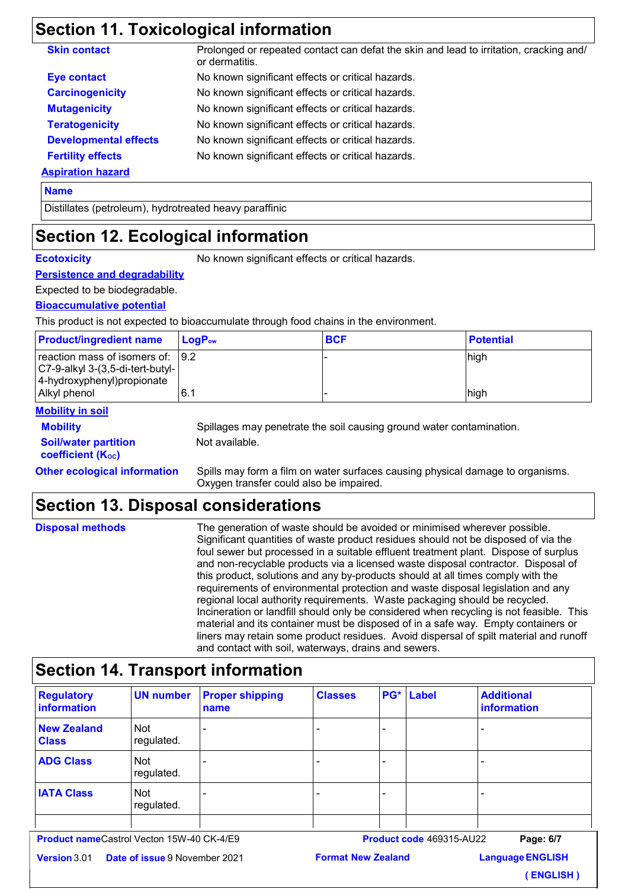## Section 11. Toxicological information

| | |
|---|---|
| **Skin contact** | Prolonged or repeated contact can defat the skin and lead to irritation, cracking and/ or dermatitis. |
| **Eye contact** | No known significant effects or critical hazards. |
| **Carcinogenicity** | No known significant effects or critical hazards. |
| **Mutagenicity** | No known significant effects or critical hazards. |
| **Teratogenicity** | No known significant effects or critical hazards. |
| **Developmental effects** | No known significant effects or critical hazards. |
| **Fertility effects** | No known significant effects or critical hazards. |

**Aspiration hazard**

| Name |
|---|
| Distillates (petroleum), hydrotreated heavy paraffinic |

## Section 12. Ecological information

**Ecotoxicity** No known significant effects or critical hazards.

**Persistence and degradability**

Expected to be biodegradable.

**Bioaccumulative potential**

This product is not expected to bioaccumulate through food chains in the environment.

| Product/ingredient name | $LogP_{ow}$ | BCF | Potential |
|---|---|---|---|
| reaction mass of isomers of: C7-9-alkyl 3-(3,5-di-tert-butyl-4-hydroxyphenyl)propionate | 9.2 | - | high |
| Alkyl phenol | 6.1 | - | high |

**Mobility in soil**

| | |
|---|---|
| **Mobility** | Spillages may penetrate the soil causing ground water contamination. |
| **Soil/water partition coefficient ($K_{OC}$)** | Not available. |
| **Other ecological information** | Spills may form a film on water surfaces causing physical damage to organisms. Oxygen transfer could also be impaired. |

## Section 13. Disposal considerations

**Disposal methods** The generation of waste should be avoided or minimised wherever possible. Significant quantities of waste product residues should not be disposed of via the foul sewer but processed in a suitable effluent treatment plant. Dispose of surplus and non-recyclable products via a licensed waste disposal contractor. Disposal of this product, solutions and any by-products should at all times comply with the requirements of environmental protection and waste disposal legislation and any regional local authority requirements. Waste packaging should be recycled. Incineration or landfill should only be considered when recycling is not feasible. This material and its container must be disposed of in a safe way. Empty containers or liners may retain some product residues. Avoid dispersal of spilt material and runoff and contact with soil, waterways, drains and sewers.

## Section 14. Transport information

| Regulatory information | UN number | Proper shipping name | Classes | PG* | Label | Additional information |
|---|---|---|---|---|---|---|
| **New Zealand Class** | Not regulated. | - | - | - | | - |
| **ADG Class** | Not regulated. | - | - | - | | - |
| **IATA Class** | Not regulated. | - | - | - | | - |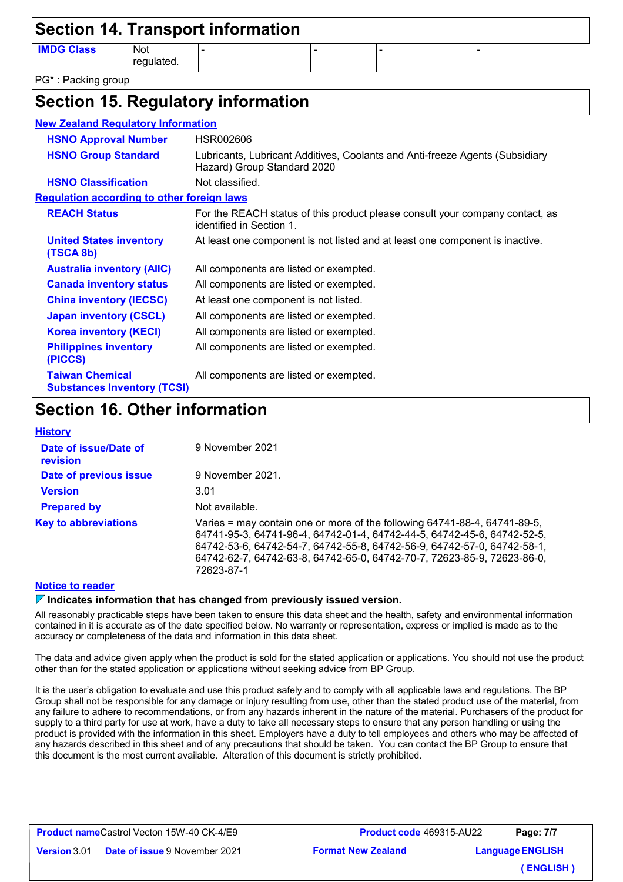## Section 14. Transport information

| | | | | | | |
|---|---|---|---|---|---|---|
| **IMDG Class** | Not regulated. | - | - | - | | - |

PG* : Packing group

## Section 15. Regulatory information

**New Zealand Regulatory Information**

| | |
|---|---|
| **HSNO Approval Number** | HSR002606 |
| **HSNO Group Standard** | Lubricants, Lubricant Additives, Coolants and Anti-freeze Agents (Subsidiary Hazard) Group Standard 2020 |
| **HSNO Classification** | Not classified. |

**Regulation according to other foreign laws**

| | |
|---|---|
| **REACH Status** | For the REACH status of this product please consult your company contact, as identified in Section 1. |
| **United States inventory (TSCA 8b)** | At least one component is not listed and at least one component is inactive. |
| **Australia inventory (AIIC)** | All components are listed or exempted. |
| **Canada inventory status** | All components are listed or exempted. |
| **China inventory (IECSC)** | At least one component is not listed. |
| **Japan inventory (CSCL)** | All components are listed or exempted. |
| **Korea inventory (KECI)** | All components are listed or exempted. |
| **Philippines inventory (PICCS)** | All components are listed or exempted. |
| **Taiwan Chemical Substances Inventory (TCSI)** | All components are listed or exempted. |

## Section 16. Other information

**History**

| | |
|---|---|
| **Date of issue/Date of revision** | 9 November 2021 |
| **Date of previous issue** | 9 November 2021. |
| **Version** | 3.01 |
| **Prepared by** | Not available. |
| **Key to abbreviations** | Varies = may contain one or more of the following 64741-88-4, 64741-89-5, 64741-95-3, 64741-96-4, 64742-01-4, 64742-44-5, 64742-45-6, 64742-52-5, 64742-53-6, 64742-54-7, 64742-55-8, 64742-56-9, 64742-57-0, 64742-58-1, 64742-62-7, 64742-63-8, 64742-65-0, 64742-70-7, 72623-85-9, 72623-86-0, 72623-87-1 |

**Notice to reader**

**Indicates information that has changed from previously issued version.**

All reasonably practicable steps have been taken to ensure this data sheet and the health, safety and environmental information contained in it is accurate as of the date specified below. No warranty or representation, express or implied is made as to the accuracy or completeness of the data and information in this data sheet.

The data and advice given apply when the product is sold for the stated application or applications. You should not use the product other than for the stated application or applications without seeking advice from BP Group.

It is the user's obligation to evaluate and use this product safely and to comply with all applicable laws and regulations. The BP Group shall not be responsible for any damage or injury resulting from use, other than the stated product use of the material, from any failure to adhere to recommendations, or from any hazards inherent in the nature of the material. Purchasers of the product for supply to a third party for use at work, have a duty to take all necessary steps to ensure that any person handling or using the product is provided with the information in this sheet. Employers have a duty to tell employees and others who may be affected of any hazards described in this sheet and of any precautions that should be taken. You can contact the BP Group to ensure that this document is the most current available. Alteration of this document is strictly prohibited.